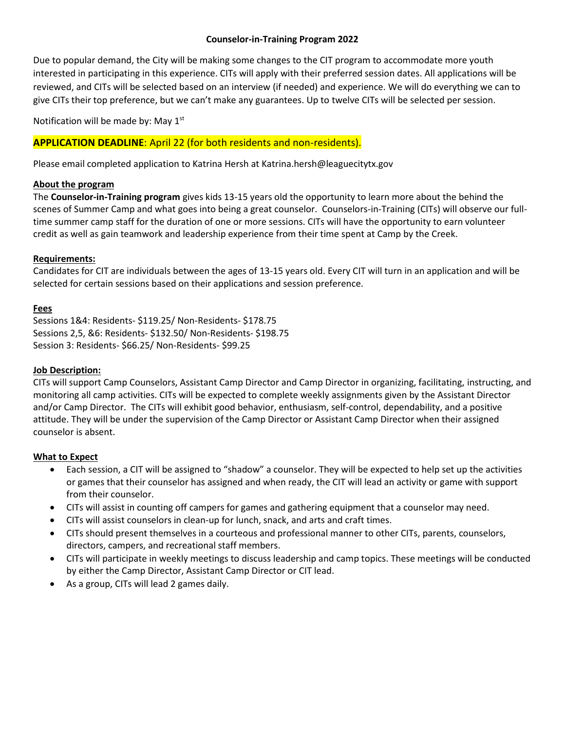# Counselor-in-Training Program 2022

Due to popular demand, the City will be making some changes to the CIT program to accommodate more youth interested in participating in this experience. CITs will apply with their preferred session dates. All applications will be reviewed, and CITs will be selected based on an interview (if needed) and experience. We will do everything we can to give CITs their top preference, but we can't make any guarantees. Up to twelve CITs will be selected per session.

Notification will be made by: May 1st

**APPLICATION DEADLINE**: April 22 (for both residents and non-residents).

Please email completed application to Katrina Hersh at Katrina.hersh@leaguecitytx.gov

## About the program

The **Counselor-in-Training program** gives kids 13-15 years old the opportunity to learn more about the behind the scenes of Summer Camp and what goes into being a great counselor. Counselors-in-Training (CITs) will observe our full-time summer camp staff for the duration of one or more sessions. CITs will have the opportunity to earn volunteer credit as well as gain teamwork and leadership experience from their time spent at Camp by the Creek.

## Requirements:

Candidates for CIT are individuals between the ages of 13-15 years old. Every CIT will turn in an application and will be selected for certain sessions based on their applications and session preference.

## Fees

Sessions 1&4: Residents- $119.25/ Non-Residents- $178.75
Sessions 2,5, &6: Residents- $132.50/ Non-Residents- $198.75
Session 3: Residents- $66.25/ Non-Residents- $99.25

## Job Description:

CITs will support Camp Counselors, Assistant Camp Director and Camp Director in organizing, facilitating, instructing, and monitoring all camp activities. CITs will be expected to complete weekly assignments given by the Assistant Director and/or Camp Director. The CITs will exhibit good behavior, enthusiasm, self-control, dependability, and a positive attitude. They will be under the supervision of the Camp Director or Assistant Camp Director when their assigned counselor is absent.

## What to Expect

- Each session, a CIT will be assigned to "shadow" a counselor. They will be expected to help set up the activities or games that their counselor has assigned and when ready, the CIT will lead an activity or game with support from their counselor.
- CITs will assist in counting off campers for games and gathering equipment that a counselor may need.
- CITs will assist counselors in clean-up for lunch, snack, and arts and craft times.
- CITs should present themselves in a courteous and professional manner to other CITs, parents, counselors, directors, campers, and recreational staff members.
- CITs will participate in weekly meetings to discuss leadership and camp topics. These meetings will be conducted by either the Camp Director, Assistant Camp Director or CIT lead.
- As a group, CITs will lead 2 games daily.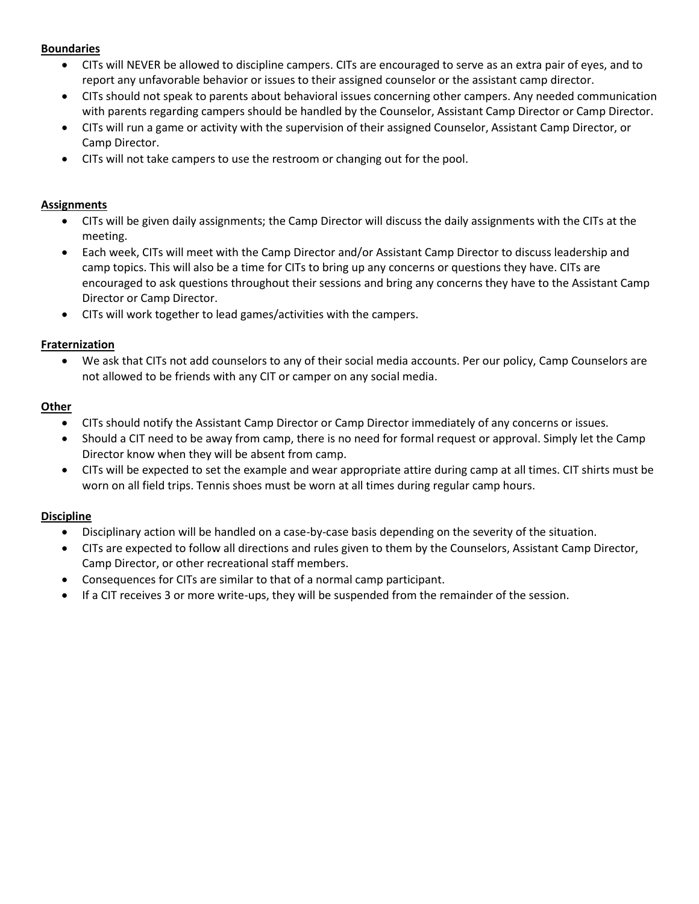**Boundaries**

- CITs will NEVER be allowed to discipline campers. CITs are encouraged to serve as an extra pair of eyes, and to report any unfavorable behavior or issues to their assigned counselor or the assistant camp director.
- CITs should not speak to parents about behavioral issues concerning other campers. Any needed communication with parents regarding campers should be handled by the Counselor, Assistant Camp Director or Camp Director.
- CITs will run a game or activity with the supervision of their assigned Counselor, Assistant Camp Director, or Camp Director.
- CITs will not take campers to use the restroom or changing out for the pool.

**Assignments**

- CITs will be given daily assignments; the Camp Director will discuss the daily assignments with the CITs at the meeting.
- Each week, CITs will meet with the Camp Director and/or Assistant Camp Director to discuss leadership and camp topics. This will also be a time for CITs to bring up any concerns or questions they have. CITs are encouraged to ask questions throughout their sessions and bring any concerns they have to the Assistant Camp Director or Camp Director.
- CITs will work together to lead games/activities with the campers.

**Fraternization**

- We ask that CITs not add counselors to any of their social media accounts. Per our policy, Camp Counselors are not allowed to be friends with any CIT or camper on any social media.

**Other**

- CITs should notify the Assistant Camp Director or Camp Director immediately of any concerns or issues.
- Should a CIT need to be away from camp, there is no need for formal request or approval. Simply let the Camp Director know when they will be absent from camp.
- CITs will be expected to set the example and wear appropriate attire during camp at all times. CIT shirts must be worn on all field trips. Tennis shoes must be worn at all times during regular camp hours.

**Discipline**

- Disciplinary action will be handled on a case-by-case basis depending on the severity of the situation.
- CITs are expected to follow all directions and rules given to them by the Counselors, Assistant Camp Director, Camp Director, or other recreational staff members.
- Consequences for CITs are similar to that of a normal camp participant.
- If a CIT receives 3 or more write-ups, they will be suspended from the remainder of the session.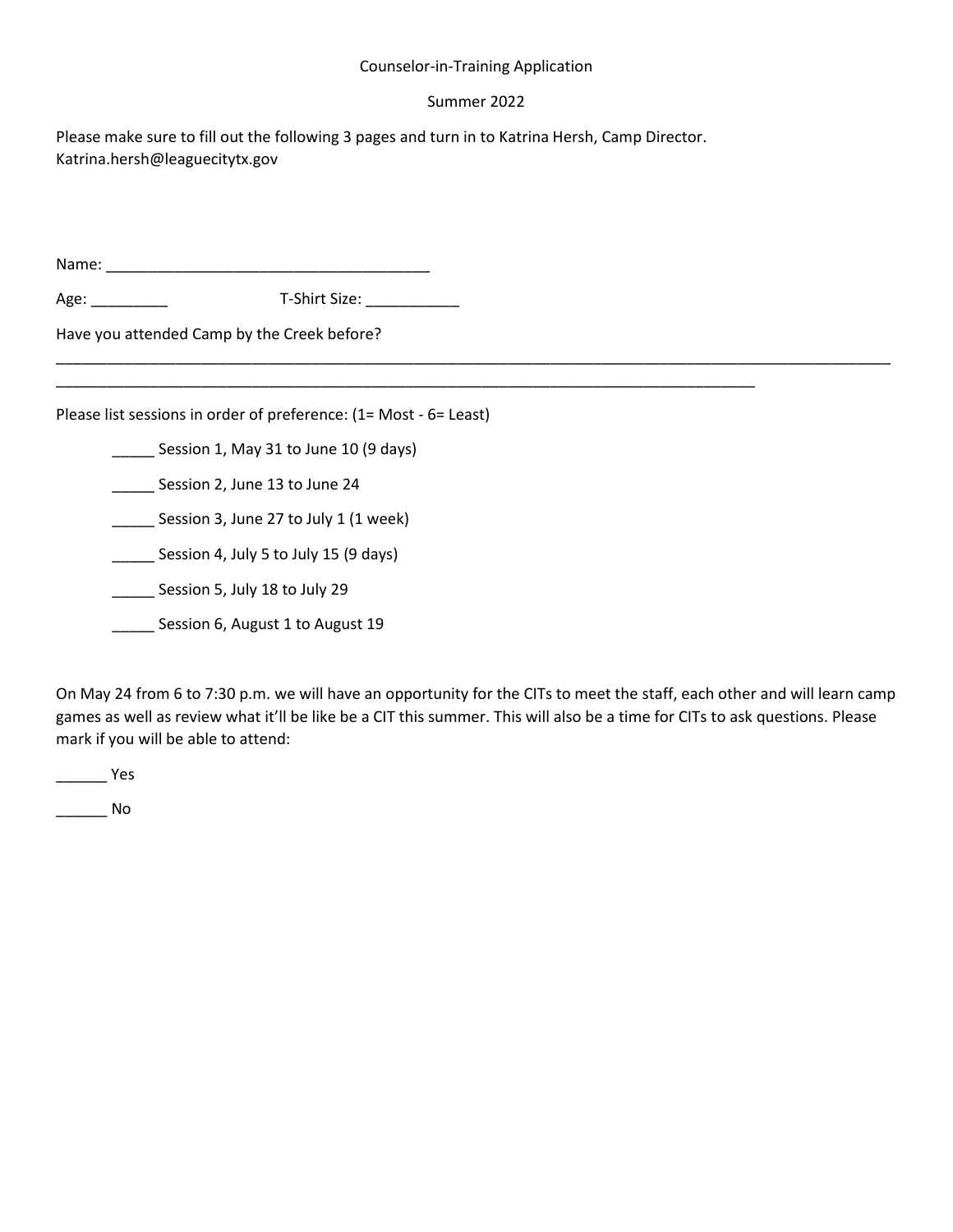Counselor-in-Training Application

Summer 2022

Please make sure to fill out the following 3 pages and turn in to Katrina Hersh, Camp Director. Katrina.hersh@leaguecitytx.gov

Name: ______________________________________

Age: _________ T-Shirt Size: ___________

Have you attended Camp by the Creek before?

____________________________________________________________________________________________________

_____________________________________________________________________________________

Please list sessions in order of preference: (1= Most - 6= Least)

_____ Session 1, May 31 to June 10 (9 days)

_____ Session 2, June 13 to June 24

_____ Session 3, June 27 to July 1 (1 week)

_____ Session 4, July 5 to July 15 (9 days)

_____ Session 5, July 18 to July 29

_____ Session 6, August 1 to August 19

On May 24 from 6 to 7:30 p.m. we will have an opportunity for the CITs to meet the staff, each other and will learn camp games as well as review what it'll be like be a CIT this summer. This will also be a time for CITs to ask questions. Please mark if you will be able to attend:

______ Yes

______ No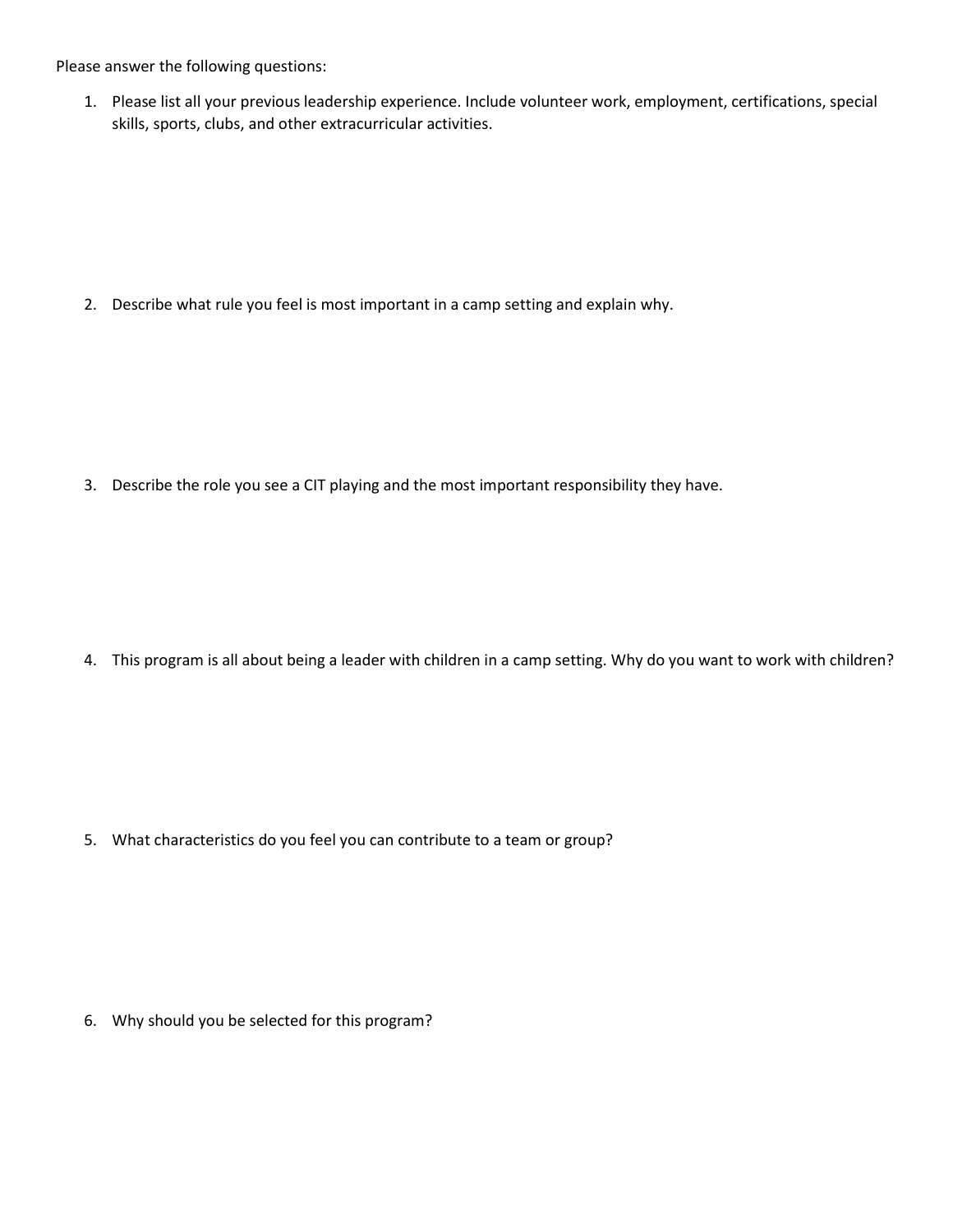Please answer the following questions:

1. Please list all your previous leadership experience. Include volunteer work, employment, certifications, special skills, sports, clubs, and other extracurricular activities.

2. Describe what rule you feel is most important in a camp setting and explain why.

3. Describe the role you see a CIT playing and the most important responsibility they have.

4. This program is all about being a leader with children in a camp setting. Why do you want to work with children?

5. What characteristics do you feel you can contribute to a team or group?

6. Why should you be selected for this program?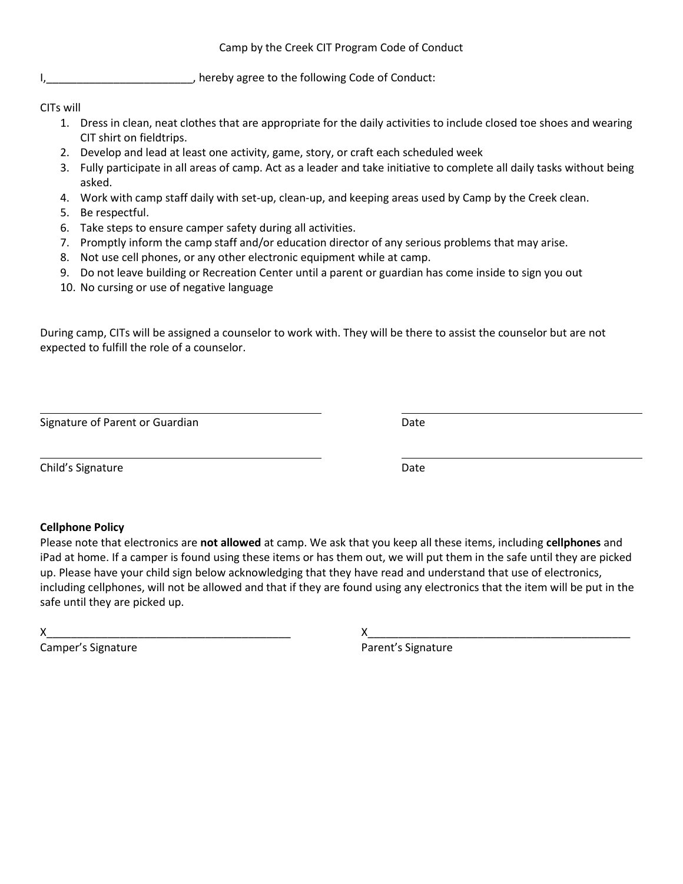Camp by the Creek CIT Program Code of Conduct

I,________________________, hereby agree to the following Code of Conduct:

CITs will

1. Dress in clean, neat clothes that are appropriate for the daily activities to include closed toe shoes and wearing CIT shirt on fieldtrips.
2. Develop and lead at least one activity, game, story, or craft each scheduled week
3. Fully participate in all areas of camp. Act as a leader and take initiative to complete all daily tasks without being asked.
4. Work with camp staff daily with set-up, clean-up, and keeping areas used by Camp by the Creek clean.
5. Be respectful.
6. Take steps to ensure camper safety during all activities.
7. Promptly inform the camp staff and/or education director of any serious problems that may arise.
8. Not use cell phones, or any other electronic equipment while at camp.
9. Do not leave building or Recreation Center until a parent or guardian has come inside to sign you out
10. No cursing or use of negative language

During camp, CITs will be assigned a counselor to work with. They will be there to assist the counselor but are not expected to fulfill the role of a counselor.

________________________________________ ________________________________________

Signature of Parent or Guardian Date

________________________________________ ________________________________________

Child's Signature Date

**Cellphone Policy**

Please note that electronics are **not allowed** at camp. We ask that you keep all these items, including **cellphones** and iPad at home. If a camper is found using these items or has them out, we will put them in the safe until they are picked up. Please have your child sign below acknowledging that they have read and understand that use of electronics, including cellphones, will not be allowed and that if they are found using any electronics that the item will be put in the safe until they are picked up.

X________________________________________ X________________________________________

Camper's Signature Parent's Signature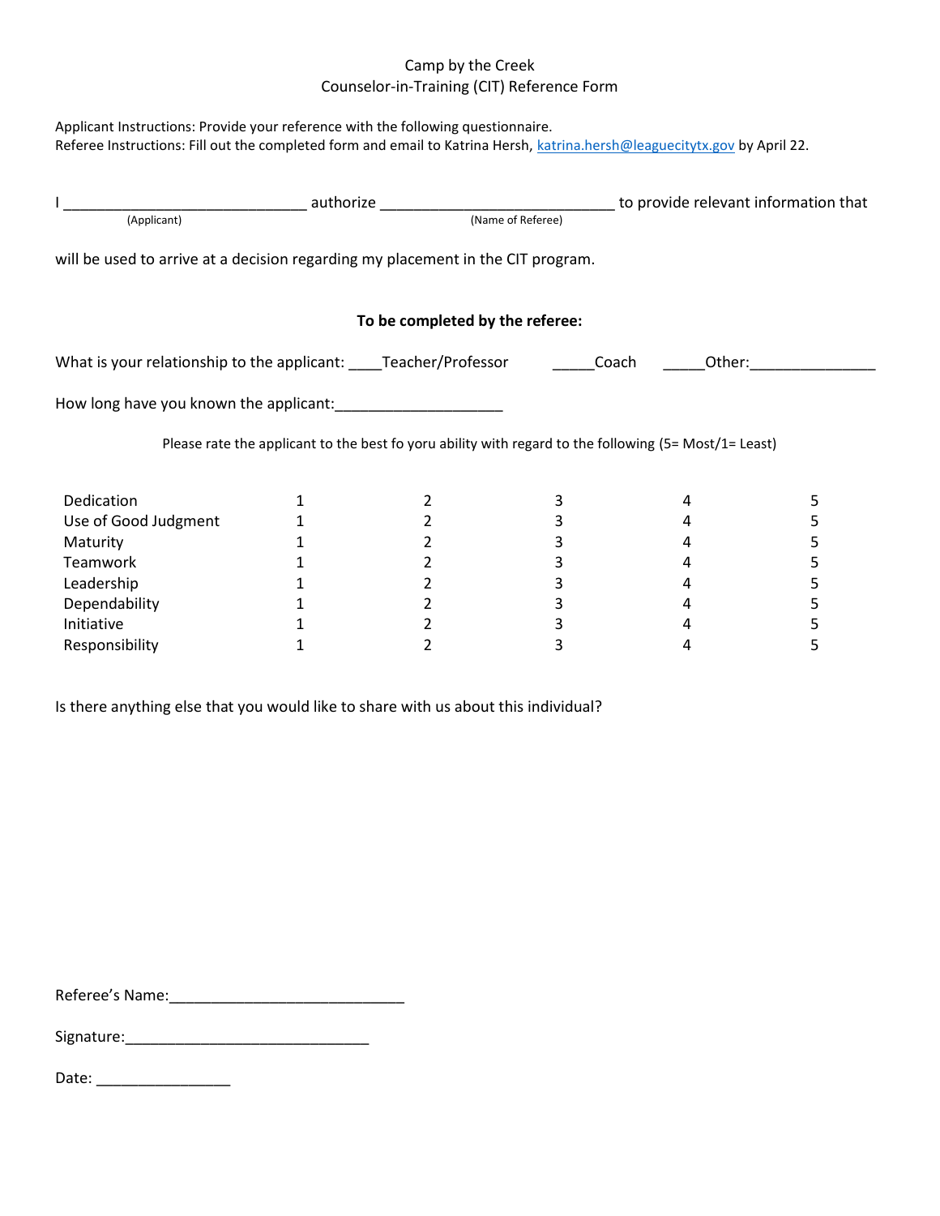Camp by the Creek
Counselor-in-Training (CIT) Reference Form

Applicant Instructions: Provide your reference with the following questionnaire.
Referee Instructions: Fill out the completed form and email to Katrina Hersh, katrina.hersh@leaguecitytx.gov by April 22.

I ______________________________ authorize _____________________________ to provide relevant information that
(Applicant) (Name of Referee)

will be used to arrive at a decision regarding my placement in the CIT program.

**To be completed by the referee:**

What is your relationship to the applicant: ____Teacher/Professor _____Coach _____Other:_______________

How long have you known the applicant:____________________

Please rate the applicant to the best fo yoru ability with regard to the following (5= Most/1= Least)

| | | | | | |
|---|---|---|---|---|---|
| Dedication | 1 | 2 | 3 | 4 | 5 |
| Use of Good Judgment | 1 | 2 | 3 | 4 | 5 |
| Maturity | 1 | 2 | 3 | 4 | 5 |
| Teamwork | 1 | 2 | 3 | 4 | 5 |
| Leadership | 1 | 2 | 3 | 4 | 5 |
| Dependability | 1 | 2 | 3 | 4 | 5 |
| Initiative | 1 | 2 | 3 | 4 | 5 |
| Responsibility | 1 | 2 | 3 | 4 | 5 |

Is there anything else that you would like to share with us about this individual?

Referee's Name:_____________________________

Signature:______________________________

Date: ________________